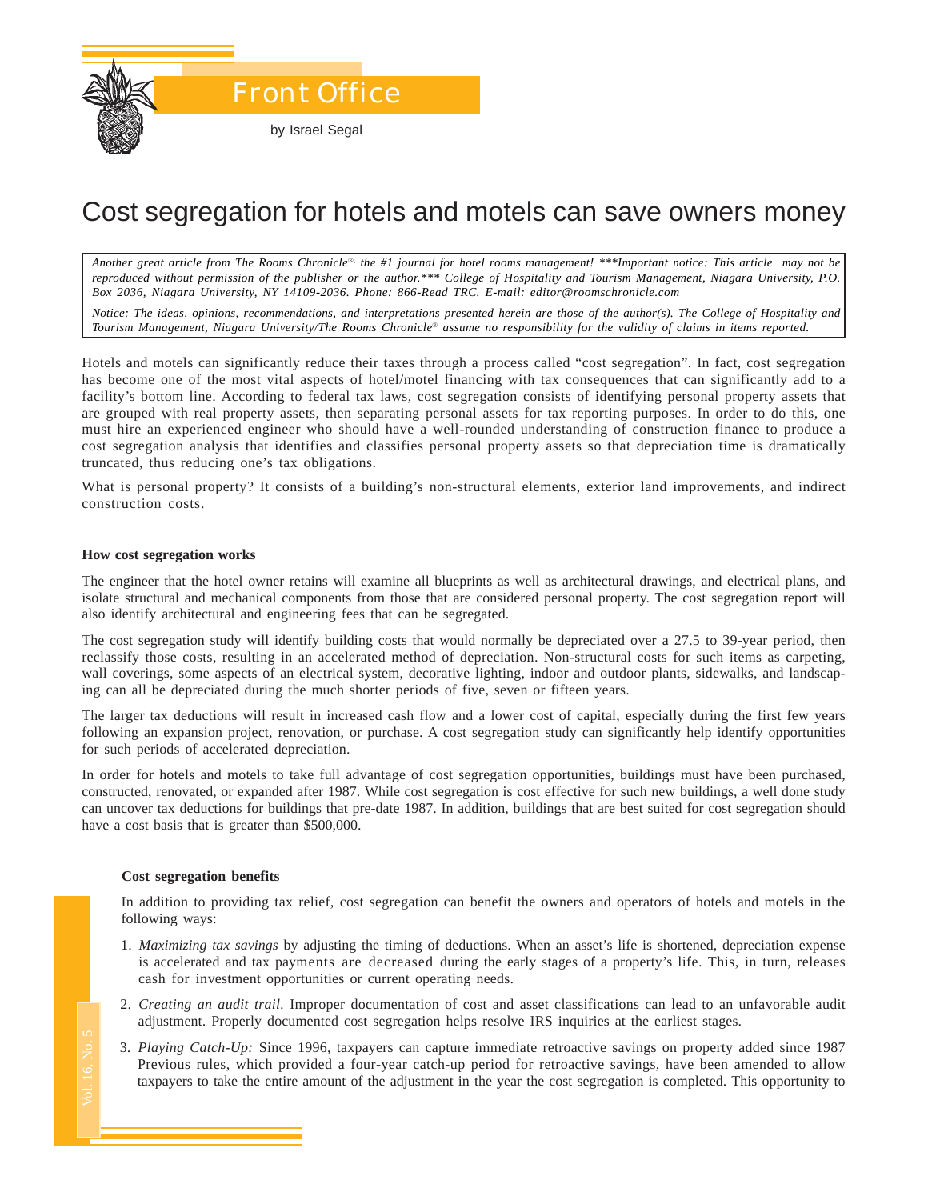# Front Office

by Israel Segal

# Cost segregation for hotels and motels can save owners money

*Another great article from The Rooms Chronicle®, the #1 journal for hotel rooms management! \*\*\*Important notice: This article may not be reproduced without permission of the publisher or the author.\*\*\* College of Hospitality and Tourism Management, Niagara University, P.O. Box 2036, Niagara University, NY 14109-2036. Phone: 866-Read TRC. E-mail: editor@roomschronicle.com*

*Notice: The ideas, opinions, recommendations, and interpretations presented herein are those of the author(s). The College of Hospitality and Tourism Management, Niagara University/The Rooms Chronicle® assume no responsibility for the validity of claims in items reported.*

Hotels and motels can significantly reduce their taxes through a process called "cost segregation". In fact, cost segregation has become one of the most vital aspects of hotel/motel financing with tax consequences that can significantly add to a facility's bottom line. According to federal tax laws, cost segregation consists of identifying personal property assets that are grouped with real property assets, then separating personal assets for tax reporting purposes. In order to do this, one must hire an experienced engineer who should have a well-rounded understanding of construction finance to produce a cost segregation analysis that identifies and classifies personal property assets so that depreciation time is dramatically truncated, thus reducing one's tax obligations.

What is personal property? It consists of a building's non-structural elements, exterior land improvements, and indirect construction costs.

**How cost segregation works**

The engineer that the hotel owner retains will examine all blueprints as well as architectural drawings, and electrical plans, and isolate structural and mechanical components from those that are considered personal property. The cost segregation report will also identify architectural and engineering fees that can be segregated.

The cost segregation study will identify building costs that would normally be depreciated over a 27.5 to 39-year period, then reclassify those costs, resulting in an accelerated method of depreciation. Non-structural costs for such items as carpeting, wall coverings, some aspects of an electrical system, decorative lighting, indoor and outdoor plants, sidewalks, and landscaping can all be depreciated during the much shorter periods of five, seven or fifteen years.

The larger tax deductions will result in increased cash flow and a lower cost of capital, especially during the first few years following an expansion project, renovation, or purchase. A cost segregation study can significantly help identify opportunities for such periods of accelerated depreciation.

In order for hotels and motels to take full advantage of cost segregation opportunities, buildings must have been purchased, constructed, renovated, or expanded after 1987. While cost segregation is cost effective for such new buildings, a well done study can uncover tax deductions for buildings that pre-date 1987. In addition, buildings that are best suited for cost segregation should have a cost basis that is greater than $500,000.

**Cost segregation benefits**

In addition to providing tax relief, cost segregation can benefit the owners and operators of hotels and motels in the following ways:

1. *Maximizing tax savings* by adjusting the timing of deductions. When an asset's life is shortened, depreciation expense is accelerated and tax payments are decreased during the early stages of a property's life. This, in turn, releases cash for investment opportunities or current operating needs.
2. *Creating an audit trail.* Improper documentation of cost and asset classifications can lead to an unfavorable audit adjustment. Properly documented cost segregation helps resolve IRS inquiries at the earliest stages.
3. *Playing Catch-Up:* Since 1996, taxpayers can capture immediate retroactive savings on property added since 1987 Previous rules, which provided a four-year catch-up period for retroactive savings, have been amended to allow taxpayers to take the entire amount of the adjustment in the year the cost segregation is completed. This opportunity to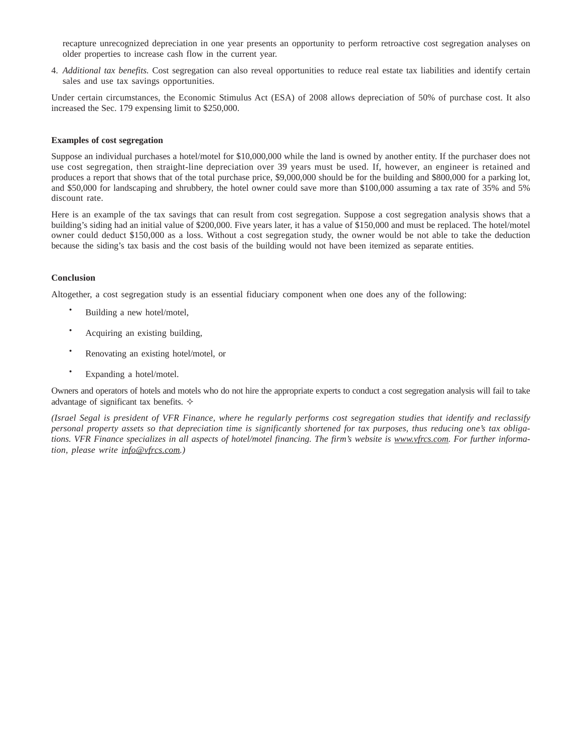recapture unrecognized depreciation in one year presents an opportunity to perform retroactive cost segregation analyses on older properties to increase cash flow in the current year.

4. *Additional tax benefits.* Cost segregation can also reveal opportunities to reduce real estate tax liabilities and identify certain sales and use tax savings opportunities.

Under certain circumstances, the Economic Stimulus Act (ESA) of 2008 allows depreciation of 50% of purchase cost. It also increased the Sec. 179 expensing limit to $250,000.

**Examples of cost segregation**

Suppose an individual purchases a hotel/motel for $10,000,000 while the land is owned by another entity. If the purchaser does not use cost segregation, then straight-line depreciation over 39 years must be used. If, however, an engineer is retained and produces a report that shows that of the total purchase price, $9,000,000 should be for the building and $800,000 for a parking lot, and $50,000 for landscaping and shrubbery, the hotel owner could save more than $100,000 assuming a tax rate of 35% and 5% discount rate.

Here is an example of the tax savings that can result from cost segregation. Suppose a cost segregation analysis shows that a building's siding had an initial value of $200,000. Five years later, it has a value of $150,000 and must be replaced. The hotel/motel owner could deduct $150,000 as a loss. Without a cost segregation study, the owner would be not able to take the deduction because the siding's tax basis and the cost basis of the building would not have been itemized as separate entities.

**Conclusion**

Altogether, a cost segregation study is an essential fiduciary component when one does any of the following:

- Building a new hotel/motel,
- Acquiring an existing building,
- Renovating an existing hotel/motel, or
- Expanding a hotel/motel.

Owners and operators of hotels and motels who do not hire the appropriate experts to conduct a cost segregation analysis will fail to take advantage of significant tax benefits. ✧

*(Israel Segal is president of VFR Finance, where he regularly performs cost segregation studies that identify and reclassify personal property assets so that depreciation time is significantly shortened for tax purposes, thus reducing one's tax obligations. VFR Finance specializes in all aspects of hotel/motel financing. The firm's website is www.vfrcs.com. For further information, please write info@vfrcs.com.)*